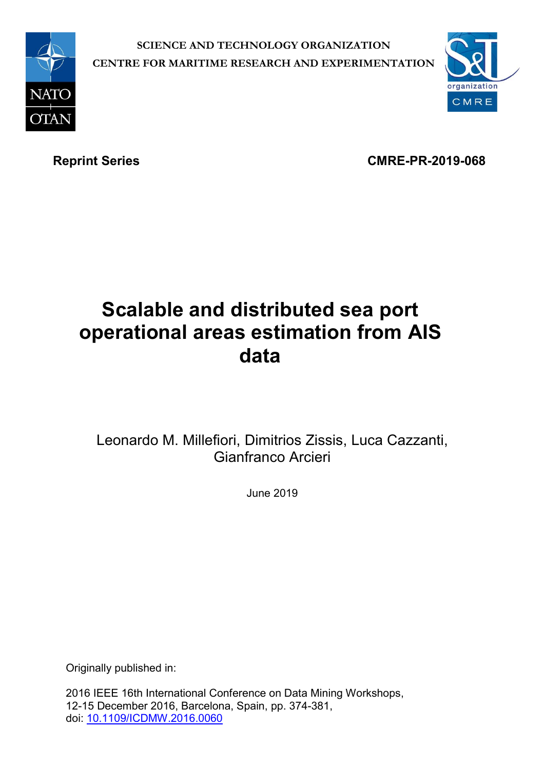SCIENCE AND TECHNOLOGY ORGANIZATION

CENTRE FOR MARITIME RESEARCH AND EXPERIMENTATION

**Reprint Series** **CMRE-PR-2019-068**

# Scalable and distributed sea port operational areas estimation from AIS data

Leonardo M. Millefiori, Dimitrios Zissis, Luca Cazzanti, Gianfranco Arcieri

June 2019

Originally published in:

2016 IEEE 16th International Conference on Data Mining Workshops, 12-15 December 2016, Barcelona, Spain, pp. 374-381, doi: 10.1109/ICDMW.2016.0060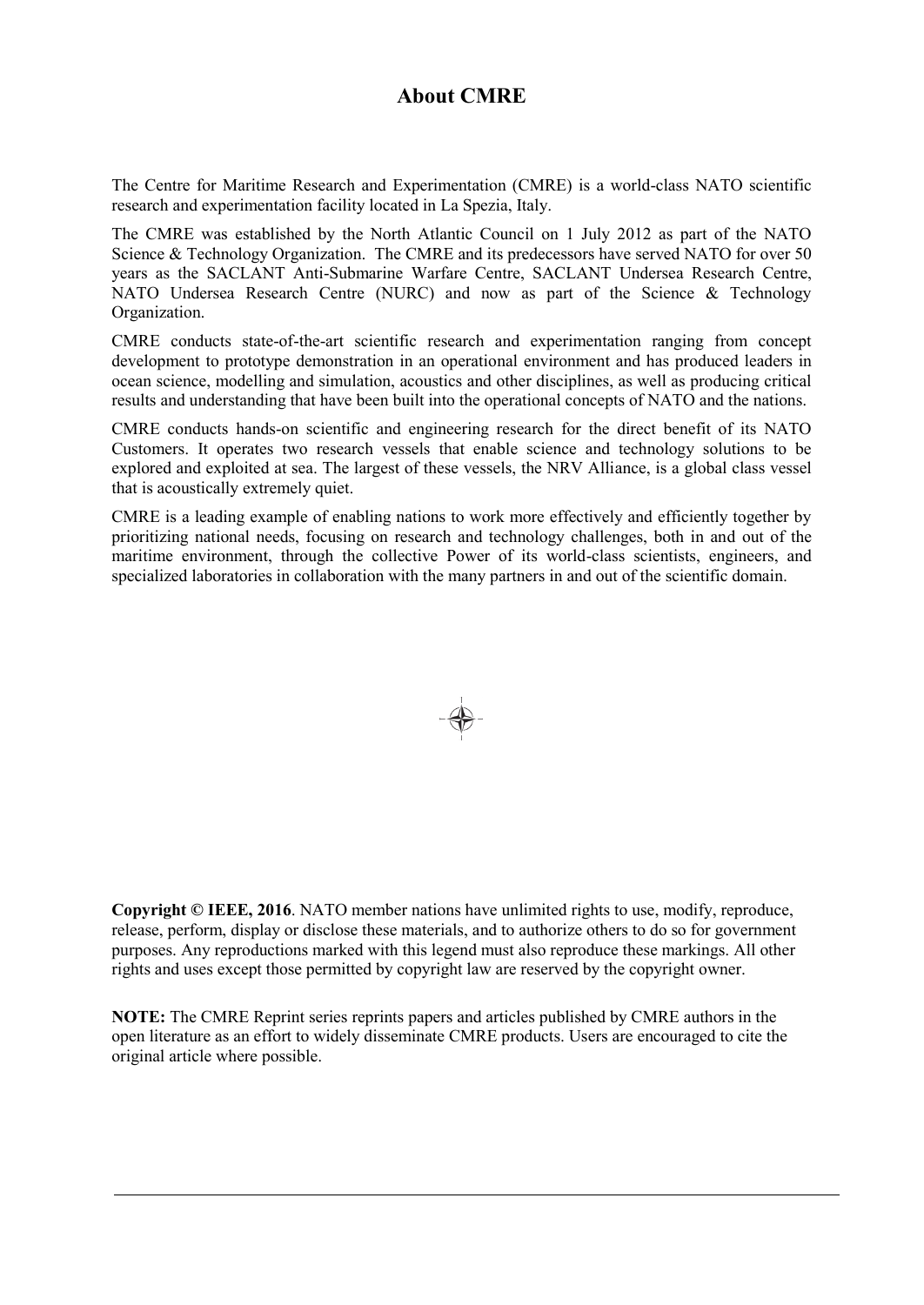## About CMRE

The Centre for Maritime Research and Experimentation (CMRE) is a world-class NATO scientific research and experimentation facility located in La Spezia, Italy.

The CMRE was established by the North Atlantic Council on 1 July 2012 as part of the NATO Science & Technology Organization. The CMRE and its predecessors have served NATO for over 50 years as the SACLANT Anti-Submarine Warfare Centre, SACLANT Undersea Research Centre, NATO Undersea Research Centre (NURC) and now as part of the Science & Technology Organization.

CMRE conducts state-of-the-art scientific research and experimentation ranging from concept development to prototype demonstration in an operational environment and has produced leaders in ocean science, modelling and simulation, acoustics and other disciplines, as well as producing critical results and understanding that have been built into the operational concepts of NATO and the nations.

CMRE conducts hands-on scientific and engineering research for the direct benefit of its NATO Customers. It operates two research vessels that enable science and technology solutions to be explored and exploited at sea. The largest of these vessels, the NRV Alliance, is a global class vessel that is acoustically extremely quiet.

CMRE is a leading example of enabling nations to work more effectively and efficiently together by prioritizing national needs, focusing on research and technology challenges, both in and out of the maritime environment, through the collective Power of its world-class scientists, engineers, and specialized laboratories in collaboration with the many partners in and out of the scientific domain.

**Copyright © IEEE, 2016**. NATO member nations have unlimited rights to use, modify, reproduce, release, perform, display or disclose these materials, and to authorize others to do so for government purposes. Any reproductions marked with this legend must also reproduce these markings. All other rights and uses except those permitted by copyright law are reserved by the copyright owner.

**NOTE:** The CMRE Reprint series reprints papers and articles published by CMRE authors in the open literature as an effort to widely disseminate CMRE products. Users are encouraged to cite the original article where possible.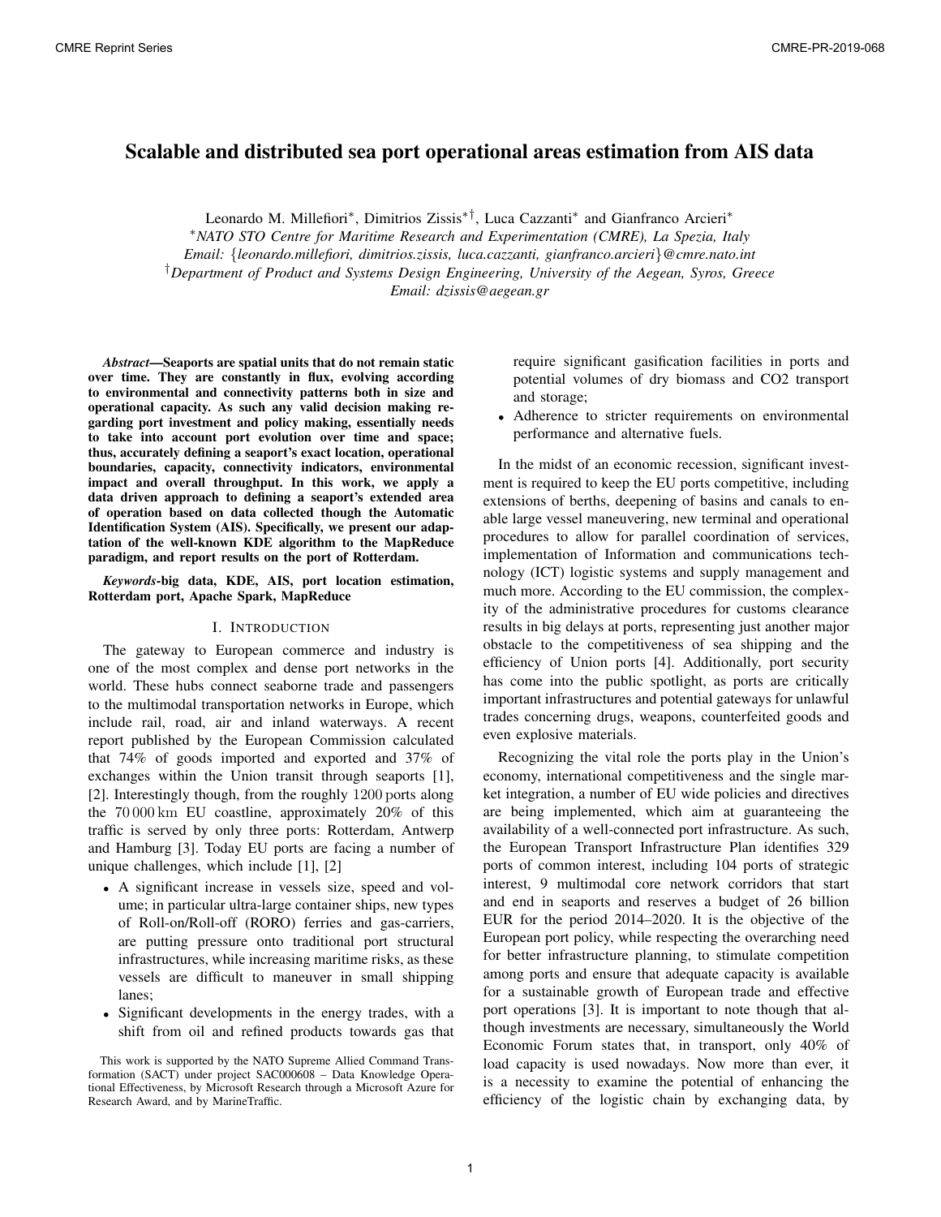# Scalable and distributed sea port operational areas estimation from AIS data

Leonardo M. Millefiori*, Dimitrios Zissis*†, Luca Cazzanti* and Gianfranco Arcieri*

*NATO STO Centre for Maritime Research and Experimentation (CMRE), La Spezia, Italy

Email: {leonardo.millefiori, dimitrios.zissis, luca.cazzanti, gianfranco.arcieri}@cmre.nato.int

†Department of Product and Systems Design Engineering, University of the Aegean, Syros, Greece

Email: dzissis@aegean.gr

***Abstract*—Seaports are spatial units that do not remain static over time. They are constantly in flux, evolving according to environmental and connectivity patterns both in size and operational capacity. As such any valid decision making regarding port investment and policy making, essentially needs to take into account port evolution over time and space; thus, accurately defining a seaport's exact location, operational boundaries, capacity, connectivity indicators, environmental impact and overall throughput. In this work, we apply a data driven approach to defining a seaport's extended area of operation based on data collected though the Automatic Identification System (AIS). Specifically, we present our adaptation of the well-known KDE algorithm to the MapReduce paradigm, and report results on the port of Rotterdam.**

***Keywords*-big data, KDE, AIS, port location estimation, Rotterdam port, Apache Spark, MapReduce**

## I. Introduction

The gateway to European commerce and industry is one of the most complex and dense port networks in the world. These hubs connect seaborne trade and passengers to the multimodal transportation networks in Europe, which include rail, road, air and inland waterways. A recent report published by the European Commission calculated that 74% of goods imported and exported and 37% of exchanges within the Union transit through seaports [1], [2]. Interestingly though, from the roughly 1200 ports along the 70 000 km EU coastline, approximately 20% of this traffic is served by only three ports: Rotterdam, Antwerp and Hamburg [3]. Today EU ports are facing a number of unique challenges, which include [1], [2]

- A significant increase in vessels size, speed and volume; in particular ultra-large container ships, new types of Roll-on/Roll-off (RORO) ferries and gas-carriers, are putting pressure onto traditional port structural infrastructures, while increasing maritime risks, as these vessels are difficult to maneuver in small shipping lanes;
- Significant developments in the energy trades, with a shift from oil and refined products towards gas that require significant gasification facilities in ports and potential volumes of dry biomass and CO2 transport and storage;
- Adherence to stricter requirements on environmental performance and alternative fuels.

In the midst of an economic recession, significant investment is required to keep the EU ports competitive, including extensions of berths, deepening of basins and canals to enable large vessel maneuvering, new terminal and operational procedures to allow for parallel coordination of services, implementation of Information and communications technology (ICT) logistic systems and supply management and much more. According to the EU commission, the complexity of the administrative procedures for customs clearance results in big delays at ports, representing just another major obstacle to the competitiveness of sea shipping and the efficiency of Union ports [4]. Additionally, port security has come into the public spotlight, as ports are critically important infrastructures and potential gateways for unlawful trades concerning drugs, weapons, counterfeited goods and even explosive materials.

Recognizing the vital role the ports play in the Union's economy, international competitiveness and the single market integration, a number of EU wide policies and directives are being implemented, which aim at guaranteeing the availability of a well-connected port infrastructure. As such, the European Transport Infrastructure Plan identifies 329 ports of common interest, including 104 ports of strategic interest, 9 multimodal core network corridors that start and end in seaports and reserves a budget of 26 billion EUR for the period 2014–2020. It is the objective of the European port policy, while respecting the overarching need for better infrastructure planning, to stimulate competition among ports and ensure that adequate capacity is available for a sustainable growth of European trade and effective port operations [3]. It is important to note though that although investments are necessary, simultaneously the World Economic Forum states that, in transport, only 40% of load capacity is used nowadays. Now more than ever, it is a necessity to examine the potential of enhancing the efficiency of the logistic chain by exchanging data, by

This work is supported by the NATO Supreme Allied Command Transformation (SACT) under project SAC000608 – Data Knowledge Operational Effectiveness, by Microsoft Research through a Microsoft Azure for Research Award, and by MarineTraffic.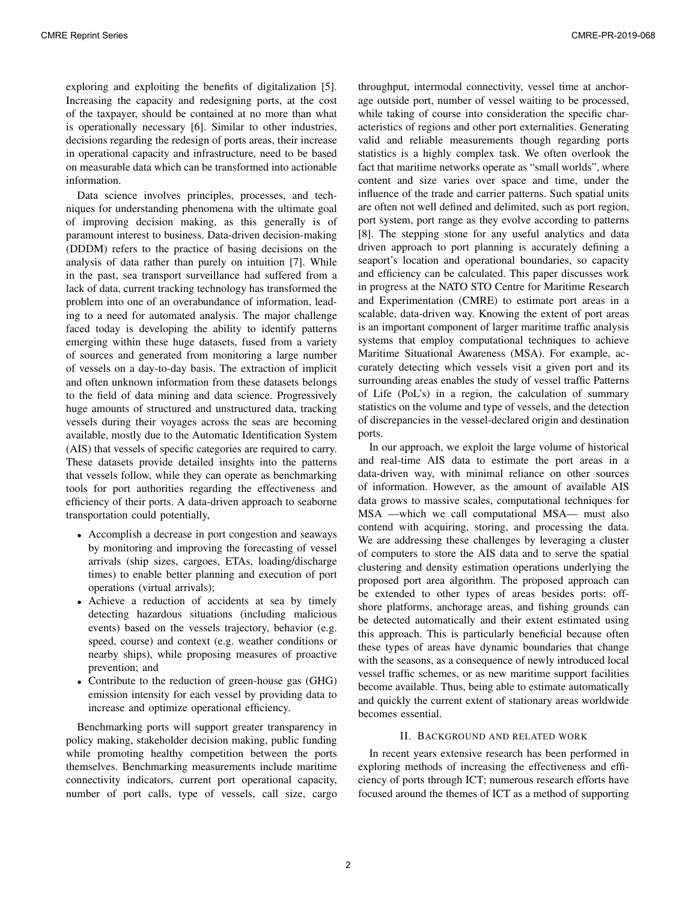exploring and exploiting the benefits of digitalization [5]. Increasing the capacity and redesigning ports, at the cost of the taxpayer, should be contained at no more than what is operationally necessary [6]. Similar to other industries, decisions regarding the redesign of ports areas, their increase in operational capacity and infrastructure, need to be based on measurable data which can be transformed into actionable information.

Data science involves principles, processes, and techniques for understanding phenomena with the ultimate goal of improving decision making, as this generally is of paramount interest to business. Data-driven decision-making (DDDM) refers to the practice of basing decisions on the analysis of data rather than purely on intuition [7]. While in the past, sea transport surveillance had suffered from a lack of data, current tracking technology has transformed the problem into one of an overabundance of information, leading to a need for automated analysis. The major challenge faced today is developing the ability to identify patterns emerging within these huge datasets, fused from a variety of sources and generated from monitoring a large number of vessels on a day-to-day basis. The extraction of implicit and often unknown information from these datasets belongs to the field of data mining and data science. Progressively huge amounts of structured and unstructured data, tracking vessels during their voyages across the seas are becoming available, mostly due to the Automatic Identification System (AIS) that vessels of specific categories are required to carry. These datasets provide detailed insights into the patterns that vessels follow, while they can operate as benchmarking tools for port authorities regarding the effectiveness and efficiency of their ports. A data-driven approach to seaborne transportation could potentially,

- Accomplish a decrease in port congestion and seaways by monitoring and improving the forecasting of vessel arrivals (ship sizes, cargoes, ETAs, loading/discharge times) to enable better planning and execution of port operations (virtual arrivals);
- Achieve a reduction of accidents at sea by timely detecting hazardous situations (including malicious events) based on the vessels trajectory, behavior (e.g. speed, course) and context (e.g. weather conditions or nearby ships), while proposing measures of proactive prevention; and
- Contribute to the reduction of green-house gas (GHG) emission intensity for each vessel by providing data to increase and optimize operational efficiency.

Benchmarking ports will support greater transparency in policy making, stakeholder decision making, public funding while promoting healthy competition between the ports themselves. Benchmarking measurements include maritime connectivity indicators, current port operational capacity, number of port calls, type of vessels, call size, cargo throughput, intermodal connectivity, vessel time at anchorage outside port, number of vessel waiting to be processed, while taking of course into consideration the specific characteristics of regions and other port externalities. Generating valid and reliable measurements though regarding ports statistics is a highly complex task. We often overlook the fact that maritime networks operate as "small worlds", where content and size varies over space and time, under the influence of the trade and carrier patterns. Such spatial units are often not well defined and delimited, such as port region, port system, port range as they evolve according to patterns [8]. The stepping stone for any useful analytics and data driven approach to port planning is accurately defining a seaport's location and operational boundaries, so capacity and efficiency can be calculated. This paper discusses work in progress at the NATO STO Centre for Maritime Research and Experimentation (CMRE) to estimate port areas in a scalable, data-driven way. Knowing the extent of port areas is an important component of larger maritime traffic analysis systems that employ computational techniques to achieve Maritime Situational Awareness (MSA). For example, accurately detecting which vessels visit a given port and its surrounding areas enables the study of vessel traffic Patterns of Life (PoL's) in a region, the calculation of summary statistics on the volume and type of vessels, and the detection of discrepancies in the vessel-declared origin and destination ports.

In our approach, we exploit the large volume of historical and real-time AIS data to estimate the port areas in a data-driven way, with minimal reliance on other sources of information. However, as the amount of available AIS data grows to massive scales, computational techniques for MSA —which we call computational MSA— must also contend with acquiring, storing, and processing the data. We are addressing these challenges by leveraging a cluster of computers to store the AIS data and to serve the spatial clustering and density estimation operations underlying the proposed port area algorithm. The proposed approach can be extended to other types of areas besides ports: offshore platforms, anchorage areas, and fishing grounds can be detected automatically and their extent estimated using this approach. This is particularly beneficial because often these types of areas have dynamic boundaries that change with the seasons, as a consequence of newly introduced local vessel traffic schemes, or as new maritime support facilities become available. Thus, being able to estimate automatically and quickly the current extent of stationary areas worldwide becomes essential.

## II. Background and related work

In recent years extensive research has been performed in exploring methods of increasing the effectiveness and efficiency of ports through ICT; numerous research efforts have focused around the themes of ICT as a method of supporting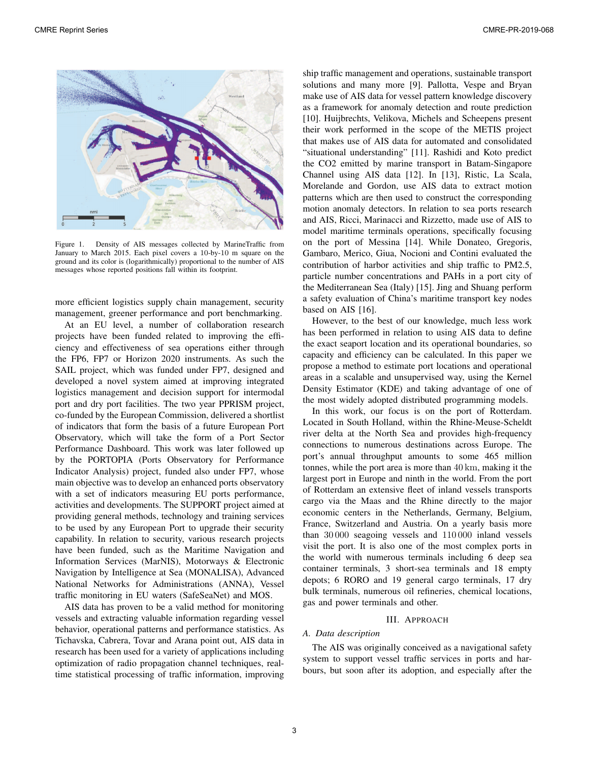Figure 1. Density of AIS messages collected by MarineTraffic from January to March 2015. Each pixel covers a 10-by-10 m square on the ground and its color is (logarithmically) proportional to the number of AIS messages whose reported positions fall within its footprint.

more efficient logistics supply chain management, security management, greener performance and port benchmarking.

At an EU level, a number of collaboration research projects have been funded related to improving the efficiency and effectiveness of sea operations either through the FP6, FP7 or Horizon 2020 instruments. As such the SAIL project, which was funded under FP7, designed and developed a novel system aimed at improving integrated logistics management and decision support for intermodal port and dry port facilities. The two year PPRISM project, co-funded by the European Commission, delivered a shortlist of indicators that form the basis of a future European Port Observatory, which will take the form of a Port Sector Performance Dashboard. This work was later followed up by the PORTOPIA (Ports Observatory for Performance Indicator Analysis) project, funded also under FP7, whose main objective was to develop an enhanced ports observatory with a set of indicators measuring EU ports performance, activities and developments. The SUPPORT project aimed at providing general methods, technology and training services to be used by any European Port to upgrade their security capability. In relation to security, various research projects have been funded, such as the Maritime Navigation and Information Services (MarNIS), Motorways & Electronic Navigation by Intelligence at Sea (MONALISA), Advanced National Networks for Administrations (ANNA), Vessel traffic monitoring in EU waters (SafeSeaNet) and MOS.

AIS data has proven to be a valid method for monitoring vessels and extracting valuable information regarding vessel behavior, operational patterns and performance statistics. As Tichavska, Cabrera, Tovar and Arana point out, AIS data in research has been used for a variety of applications including optimization of radio propagation channel techniques, real-time statistical processing of traffic information, improving ship traffic management and operations, sustainable transport solutions and many more [9]. Pallotta, Vespe and Bryan make use of AIS data for vessel pattern knowledge discovery as a framework for anomaly detection and route prediction [10]. Huijbrechts, Velikova, Michels and Scheepens present their work performed in the scope of the METIS project that makes use of AIS data for automated and consolidated "situational understanding" [11]. Rashidi and Koto predict the CO2 emitted by marine transport in Batam-Singapore Channel using AIS data [12]. In [13], Ristic, La Scala, Morelande and Gordon, use AIS data to extract motion patterns which are then used to construct the corresponding motion anomaly detectors. In relation to sea ports research and AIS, Ricci, Marinacci and Rizzetto, made use of AIS to model maritime terminals operations, specifically focusing on the port of Messina [14]. While Donateo, Gregoris, Gambaro, Merico, Giua, Nocioni and Contini evaluated the contribution of harbor activities and ship traffic to PM2.5, particle number concentrations and PAHs in a port city of the Mediterranean Sea (Italy) [15]. Jing and Shuang perform a safety evaluation of China's maritime transport key nodes based on AIS [16].

However, to the best of our knowledge, much less work has been performed in relation to using AIS data to define the exact seaport location and its operational boundaries, so capacity and efficiency can be calculated. In this paper we propose a method to estimate port locations and operational areas in a scalable and unsupervised way, using the Kernel Density Estimator (KDE) and taking advantage of one of the most widely adopted distributed programming models.

In this work, our focus is on the port of Rotterdam. Located in South Holland, within the Rhine-Meuse-Scheldt river delta at the North Sea and provides high-frequency connections to numerous destinations across Europe. The port's annual throughput amounts to some 465 million tonnes, while the port area is more than 40 km, making it the largest port in Europe and ninth in the world. From the port of Rotterdam an extensive fleet of inland vessels transports cargo via the Maas and the Rhine directly to the major economic centers in the Netherlands, Germany, Belgium, France, Switzerland and Austria. On a yearly basis more than 30 000 seagoing vessels and 110 000 inland vessels visit the port. It is also one of the most complex ports in the world with numerous terminals including 6 deep sea container terminals, 3 short-sea terminals and 18 empty depots; 6 RORO and 19 general cargo terminals, 17 dry bulk terminals, numerous oil refineries, chemical locations, gas and power terminals and other.

## III. Approach

### A. Data description

The AIS was originally conceived as a navigational safety system to support vessel traffic services in ports and harbours, but soon after its adoption, and especially after the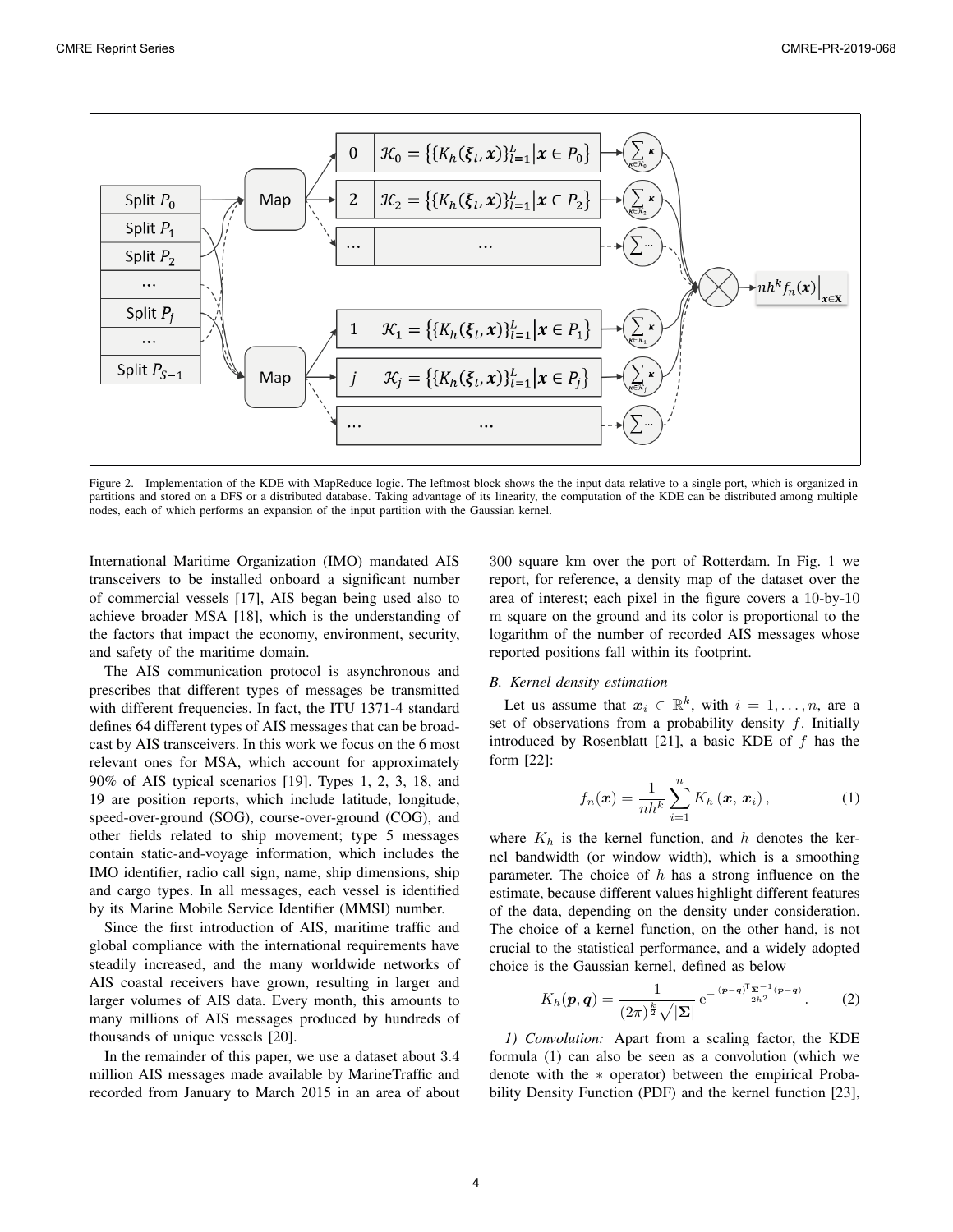Figure 2. Implementation of the KDE with MapReduce logic. The leftmost block shows the the input data relative to a single port, which is organized in partitions and stored on a DFS or a distributed database. Taking advantage of its linearity, the computation of the KDE can be distributed among multiple nodes, each of which performs an expansion of the input partition with the Gaussian kernel.

International Maritime Organization (IMO) mandated AIS transceivers to be installed onboard a significant number of commercial vessels [17], AIS began being used also to achieve broader MSA [18], which is the understanding of the factors that impact the economy, environment, security, and safety of the maritime domain.

The AIS communication protocol is asynchronous and prescribes that different types of messages be transmitted with different frequencies. In fact, the ITU 1371-4 standard defines 64 different types of AIS messages that can be broadcast by AIS transceivers. In this work we focus on the 6 most relevant ones for MSA, which account for approximately 90% of AIS typical scenarios [19]. Types 1, 2, 3, 18, and 19 are position reports, which include latitude, longitude, speed-over-ground (SOG), course-over-ground (COG), and other fields related to ship movement; type 5 messages contain static-and-voyage information, which includes the IMO identifier, radio call sign, name, ship dimensions, ship and cargo types. In all messages, each vessel is identified by its Marine Mobile Service Identifier (MMSI) number.

Since the first introduction of AIS, maritime traffic and global compliance with the international requirements have steadily increased, and the many worldwide networks of AIS coastal receivers have grown, resulting in larger and larger volumes of AIS data. Every month, this amounts to many millions of AIS messages produced by hundreds of thousands of unique vessels [20].

In the remainder of this paper, we use a dataset about $3.4$ million AIS messages made available by MarineTraffic and recorded from January to March 2015 in an area of about $300$ square $\mathrm{km}$ over the port of Rotterdam. In Fig. 1 we report, for reference, a density map of the dataset over the area of interest; each pixel in the figure covers a $10$-by-$10$ $\mathrm{m}$ square on the ground and its color is proportional to the logarithm of the number of recorded AIS messages whose reported positions fall within its footprint.

### B. Kernel density estimation

Let us assume that $\boldsymbol{x}_i \in \mathbb{R}^k$, with $i = 1, \ldots, n$, are a set of observations from a probability density $f$. Initially introduced by Rosenblatt [21], a basic KDE of $f$ has the form [22]:

$$f_n(\boldsymbol{x}) = \frac{1}{nh^k} \sum_{i=1}^{n} K_h\left(\boldsymbol{x},\, \boldsymbol{x}_i\right), \tag{1}$$

where $K_h$ is the kernel function, and $h$ denotes the kernel bandwidth (or window width), which is a smoothing parameter. The choice of $h$ has a strong influence on the estimate, because different values highlight different features of the data, depending on the density under consideration. The choice of a kernel function, on the other hand, is not crucial to the statistical performance, and a widely adopted choice is the Gaussian kernel, defined as below

$$K_h(\boldsymbol{p}, \boldsymbol{q}) = \frac{1}{(2\pi)^{\frac{k}{2}} \sqrt{|\boldsymbol{\Sigma}|}} \, \mathrm{e}^{-\frac{(\boldsymbol{p}-\boldsymbol{q})^{\mathsf{T}} \boldsymbol{\Sigma}^{-1} (\boldsymbol{p}-\boldsymbol{q})}{2h^2}}. \tag{2}$$

*1) Convolution:* Apart from a scaling factor, the KDE formula (1) can also be seen as a convolution (which we denote with the $*$ operator) between the empirical Probability Density Function (PDF) and the kernel function [23],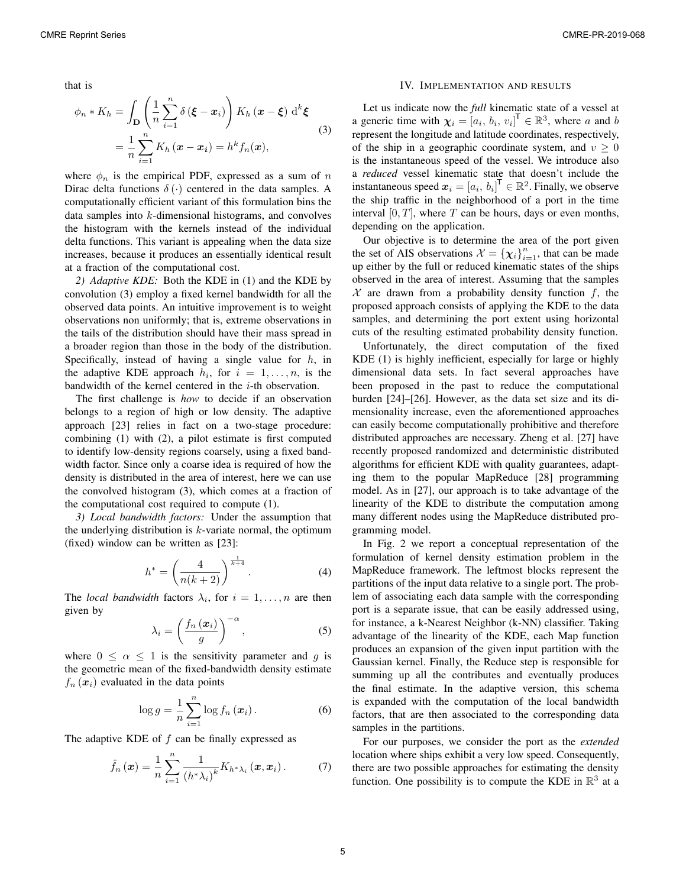that is

$$
\begin{aligned}
\phi_n * K_h &= \int_{\mathbf{D}} \left( \frac{1}{n} \sum_{i=1}^{n} \delta\left(\boldsymbol{\xi} - \boldsymbol{x}_i\right) \right) K_h\left(\boldsymbol{x} - \boldsymbol{\xi}\right) \, \mathrm{d}^k \boldsymbol{\xi} \\
&= \frac{1}{n} \sum_{i=1}^{n} K_h\left(\boldsymbol{x} - \boldsymbol{x_i}\right) = h^k f_n(\boldsymbol{x}),
\end{aligned}
\tag{3}
$$

where $\phi_n$ is the empirical PDF, expressed as a sum of $n$ Dirac delta functions $\delta(\cdot)$ centered in the data samples. A computationally efficient variant of this formulation bins the data samples into $k$-dimensional histograms, and convolves the histogram with the kernels instead of the individual delta functions. This variant is appealing when the data size increases, because it produces an essentially identical result at a fraction of the computational cost.

*2) Adaptive KDE:* Both the KDE in (1) and the KDE by convolution (3) employ a fixed kernel bandwidth for all the observed data points. An intuitive improvement is to weight observations non uniformly; that is, extreme observations in the tails of the distribution should have their mass spread in a broader region than those in the body of the distribution. Specifically, instead of having a single value for $h$, in the adaptive KDE approach $h_i$, for $i = 1, \ldots, n$, is the bandwidth of the kernel centered in the $i$-th observation.

The first challenge is *how* to decide if an observation belongs to a region of high or low density. The adaptive approach [23] relies in fact on a two-stage procedure: combining (1) with (2), a pilot estimate is first computed to identify low-density regions coarsely, using a fixed bandwidth factor. Since only a coarse idea is required of how the density is distributed in the area of interest, here we can use the convolved histogram (3), which comes at a fraction of the computational cost required to compute (1).

*3) Local bandwidth factors:* Under the assumption that the underlying distribution is $k$-variate normal, the optimum (fixed) window can be written as [23]:

$$
h^* = \left( \frac{4}{n(k+2)} \right)^{\frac{1}{k+4}}. \tag{4}
$$

The *local bandwidth* factors $\lambda_i$, for $i = 1, \ldots, n$ are then given by

$$
\lambda_i = \left( \frac{f_n\left(\boldsymbol{x}_i\right)}{g} \right)^{-\alpha}, \tag{5}
$$

where $0 \leq \alpha \leq 1$ is the sensitivity parameter and $g$ is the geometric mean of the fixed-bandwidth density estimate $f_n\left(\boldsymbol{x}_i\right)$ evaluated in the data points

$$
\log g = \frac{1}{n} \sum_{i=1}^{n} \log f_n\left(\boldsymbol{x}_i\right). \tag{6}
$$

The adaptive KDE of $f$ can be finally expressed as

$$
\hat{f}_n\left(\boldsymbol{x}\right) = \frac{1}{n} \sum_{i=1}^{n} \frac{1}{\left(h^* \lambda_i\right)^k} K_{h^* \lambda_i}\left(\boldsymbol{x}, \boldsymbol{x}_i\right). \tag{7}
$$

## IV. Implementation and results

Let us indicate now the *full* kinematic state of a vessel at a generic time with $\boldsymbol{\chi}_i = \left[a_i,\, b_i,\, v_i\right]^\mathsf{T} \in \mathbb{R}^3$, where $a$ and $b$ represent the longitude and latitude coordinates, respectively, of the ship in a geographic coordinate system, and $v \geq 0$ is the instantaneous speed of the vessel. We introduce also a *reduced* vessel kinematic state that doesn't include the instantaneous speed $\boldsymbol{x}_i = \left[a_i,\, b_i\right]^\mathsf{T} \in \mathbb{R}^2$. Finally, we observe the ship traffic in the neighborhood of a port in the time interval $[0, T]$, where $T$ can be hours, days or even months, depending on the application.

Our objective is to determine the area of the port given the set of AIS observations $\mathcal{X} = \left\{\boldsymbol{\chi}_i\right\}_{i=1}^{n}$, that can be made up either by the full or reduced kinematic states of the ships observed in the area of interest. Assuming that the samples $\mathcal{X}$ are drawn from a probability density function $f$, the proposed approach consists of applying the KDE to the data samples, and determining the port extent using horizontal cuts of the resulting estimated probability density function.

Unfortunately, the direct computation of the fixed KDE (1) is highly inefficient, especially for large or highly dimensional data sets. In fact several approaches have been proposed in the past to reduce the computational burden [24]–[26]. However, as the data set size and its dimensionality increase, even the aforementioned approaches can easily become computationally prohibitive and therefore distributed approaches are necessary. Zheng et al. [27] have recently proposed randomized and deterministic distributed algorithms for efficient KDE with quality guarantees, adapting them to the popular MapReduce [28] programming model. As in [27], our approach is to take advantage of the linearity of the KDE to distribute the computation among many different nodes using the MapReduce distributed programming model.

In Fig. 2 we report a conceptual representation of the formulation of kernel density estimation problem in the MapReduce framework. The leftmost blocks represent the partitions of the input data relative to a single port. The problem of associating each data sample with the corresponding port is a separate issue, that can be easily addressed using, for instance, a k-Nearest Neighbor (k-NN) classifier. Taking advantage of the linearity of the KDE, each Map function produces an expansion of the given input partition with the Gaussian kernel. Finally, the Reduce step is responsible for summing up all the contributes and eventually produces the final estimate. In the adaptive version, this schema is expanded with the computation of the local bandwidth factors, that are then associated to the corresponding data samples in the partitions.

For our purposes, we consider the port as the *extended* location where ships exhibit a very low speed. Consequently, there are two possible approaches for estimating the density function. One possibility is to compute the KDE in $\mathbb{R}^3$ at a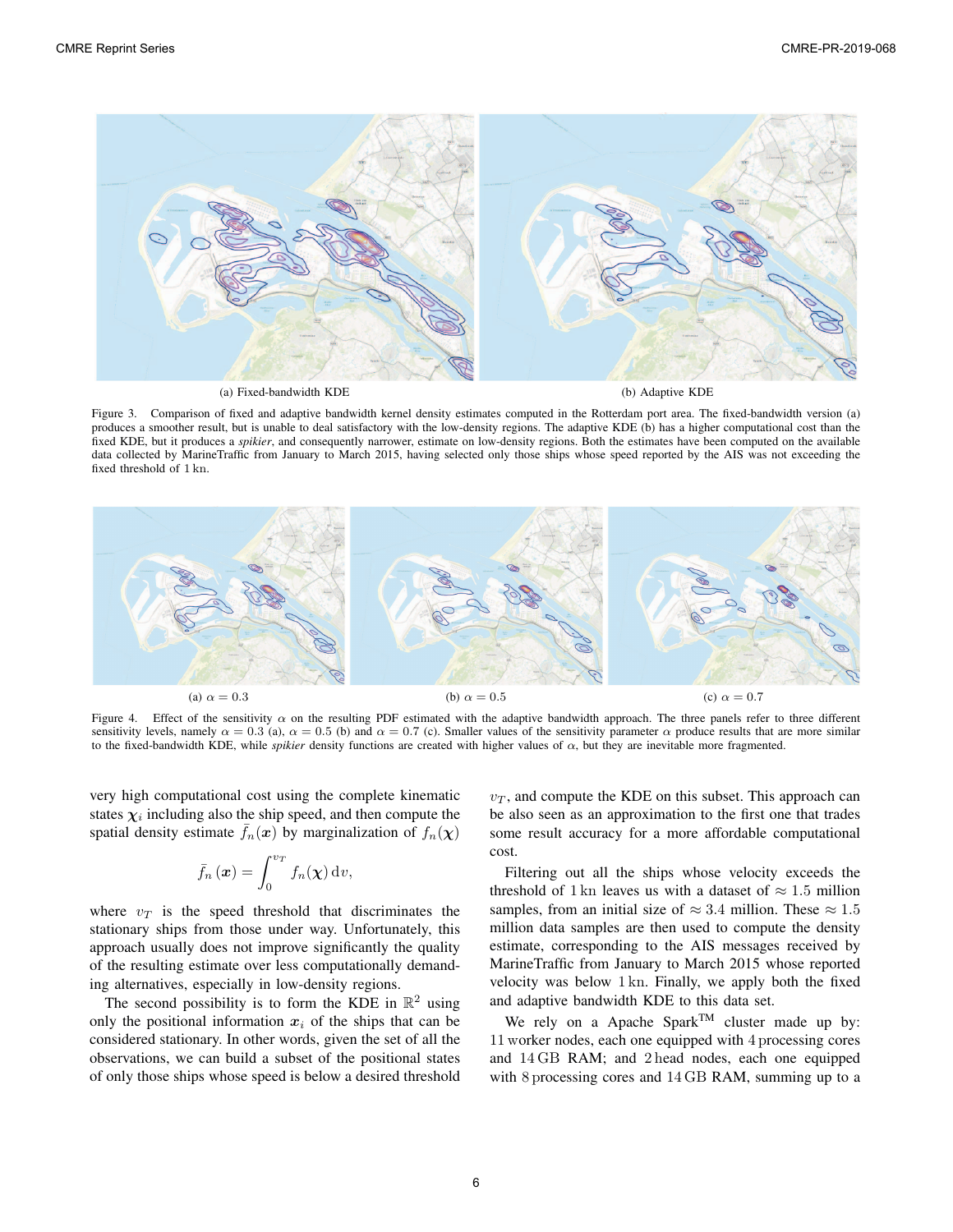(a) Fixed-bandwidth KDE

(b) Adaptive KDE

Figure 3. Comparison of fixed and adaptive bandwidth kernel density estimates computed in the Rotterdam port area. The fixed-bandwidth version (a) produces a smoother result, but is unable to deal satisfactory with the low-density regions. The adaptive KDE (b) has a higher computational cost than the fixed KDE, but it produces a *spikier*, and consequently narrower, estimate on low-density regions. Both the estimates have been computed on the available data collected by MarineTraffic from January to March 2015, having selected only those ships whose speed reported by the AIS was not exceeding the fixed threshold of $1\,\mathrm{kn}$.

(a) $\alpha = 0.3$

(b) $\alpha = 0.5$

(c) $\alpha = 0.7$

Figure 4. Effect of the sensitivity $\alpha$ on the resulting PDF estimated with the adaptive bandwidth approach. The three panels refer to three different sensitivity levels, namely $\alpha = 0.3$ (a), $\alpha = 0.5$ (b) and $\alpha = 0.7$ (c). Smaller values of the sensitivity parameter $\alpha$ produce results that are more similar to the fixed-bandwidth KDE, while *spikier* density functions are created with higher values of $\alpha$, but they are inevitable more fragmented.

very high computational cost using the complete kinematic states $\boldsymbol{\chi}_i$ including also the ship speed, and then compute the spatial density estimate $\bar{f}_n(\boldsymbol{x})$ by marginalization of $f_n(\boldsymbol{\chi})$

$$\bar{f}_n(\boldsymbol{x}) = \int_0^{v_T} f_n(\boldsymbol{\chi})\,\mathrm{d}v,$$

where $v_T$ is the speed threshold that discriminates the stationary ships from those under way. Unfortunately, this approach usually does not improve significantly the quality of the resulting estimate over less computationally demanding alternatives, especially in low-density regions.

The second possibility is to form the KDE in $\mathbb{R}^2$ using only the positional information $\boldsymbol{x}_i$ of the ships that can be considered stationary. In other words, given the set of all the observations, we can build a subset of the positional states of only those ships whose speed is below a desired threshold $v_T$, and compute the KDE on this subset. This approach can be also seen as an approximation to the first one that trades some result accuracy for a more affordable computational cost.

Filtering out all the ships whose velocity exceeds the threshold of $1\,\mathrm{kn}$ leaves us with a dataset of $\approx 1.5$ million samples, from an initial size of $\approx 3.4$ million. These $\approx 1.5$ million data samples are then used to compute the density estimate, corresponding to the AIS messages received by MarineTraffic from January to March 2015 whose reported velocity was below $1\,\mathrm{kn}$. Finally, we apply both the fixed and adaptive bandwidth KDE to this data set.

We rely on a Apache Spark™ cluster made up by: $11$ worker nodes, each one equipped with $4$ processing cores and $14\,\mathrm{GB}$ RAM; and $2$ head nodes, each one equipped with $8$ processing cores and $14\,\mathrm{GB}$ RAM, summing up to a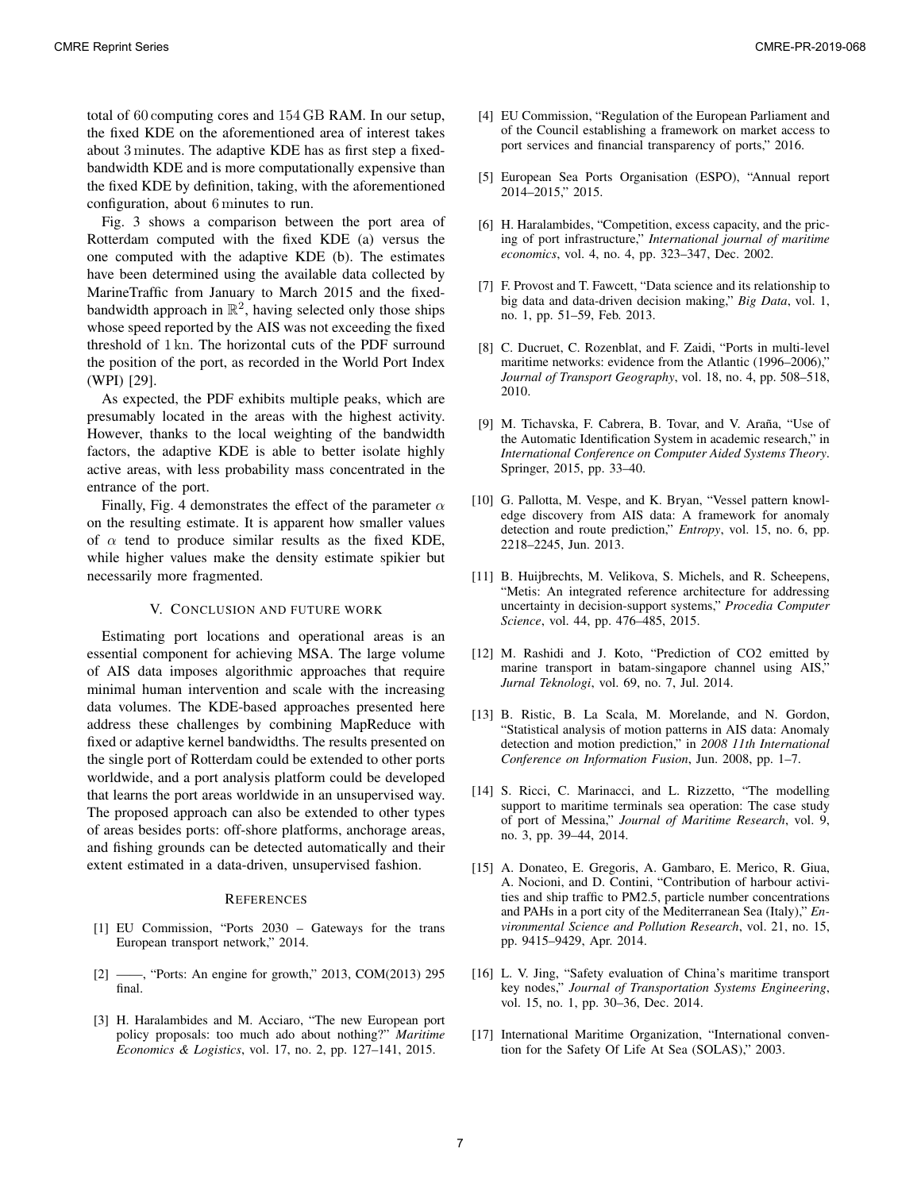total of $60$ computing cores and $154$ GB RAM. In our setup, the fixed KDE on the aforementioned area of interest takes about $3$ minutes. The adaptive KDE has as first step a fixed-bandwidth KDE and is more computationally expensive than the fixed KDE by definition, taking, with the aforementioned configuration, about $6$ minutes to run.

Fig. 3 shows a comparison between the port area of Rotterdam computed with the fixed KDE (a) versus the one computed with the adaptive KDE (b). The estimates have been determined using the available data collected by MarineTraffic from January to March 2015 and the fixed-bandwidth approach in $\mathbb{R}^2$, having selected only those ships whose speed reported by the AIS was not exceeding the fixed threshold of $1$ kn. The horizontal cuts of the PDF surround the position of the port, as recorded in the World Port Index (WPI) [29].

As expected, the PDF exhibits multiple peaks, which are presumably located in the areas with the highest activity. However, thanks to the local weighting of the bandwidth factors, the adaptive KDE is able to better isolate highly active areas, with less probability mass concentrated in the entrance of the port.

Finally, Fig. 4 demonstrates the effect of the parameter $\alpha$ on the resulting estimate. It is apparent how smaller values of $\alpha$ tend to produce similar results as the fixed KDE, while higher values make the density estimate spikier but necessarily more fragmented.

## V. Conclusion and future work

Estimating port locations and operational areas is an essential component for achieving MSA. The large volume of AIS data imposes algorithmic approaches that require minimal human intervention and scale with the increasing data volumes. The KDE-based approaches presented here address these challenges by combining MapReduce with fixed or adaptive kernel bandwidths. The results presented on the single port of Rotterdam could be extended to other ports worldwide, and a port analysis platform could be developed that learns the port areas worldwide in an unsupervised way. The proposed approach can also be extended to other types of areas besides ports: off-shore platforms, anchorage areas, and fishing grounds can be detected automatically and their extent estimated in a data-driven, unsupervised fashion.

## References

[1] EU Commission, "Ports 2030 – Gateways for the trans European transport network," 2014.

[2] ——, "Ports: An engine for growth," 2013, COM(2013) 295 final.

[3] H. Haralambides and M. Acciaro, "The new European port policy proposals: too much ado about nothing?" *Maritime Economics & Logistics*, vol. 17, no. 2, pp. 127–141, 2015.

[4] EU Commission, "Regulation of the European Parliament and of the Council establishing a framework on market access to port services and financial transparency of ports," 2016.

[5] European Sea Ports Organisation (ESPO), "Annual report 2014–2015," 2015.

[6] H. Haralambides, "Competition, excess capacity, and the pricing of port infrastructure," *International journal of maritime economics*, vol. 4, no. 4, pp. 323–347, Dec. 2002.

[7] F. Provost and T. Fawcett, "Data science and its relationship to big data and data-driven decision making," *Big Data*, vol. 1, no. 1, pp. 51–59, Feb. 2013.

[8] C. Ducruet, C. Rozenblat, and F. Zaidi, "Ports in multi-level maritime networks: evidence from the Atlantic (1996–2006)," *Journal of Transport Geography*, vol. 18, no. 4, pp. 508–518, 2010.

[9] M. Tichavska, F. Cabrera, B. Tovar, and V. Araña, "Use of the Automatic Identification System in academic research," in *International Conference on Computer Aided Systems Theory*. Springer, 2015, pp. 33–40.

[10] G. Pallotta, M. Vespe, and K. Bryan, "Vessel pattern knowledge discovery from AIS data: A framework for anomaly detection and route prediction," *Entropy*, vol. 15, no. 6, pp. 2218–2245, Jun. 2013.

[11] B. Huijbrechts, M. Velikova, S. Michels, and R. Scheepens, "Metis: An integrated reference architecture for addressing uncertainty in decision-support systems," *Procedia Computer Science*, vol. 44, pp. 476–485, 2015.

[12] M. Rashidi and J. Koto, "Prediction of CO2 emitted by marine transport in batam-singapore channel using AIS," *Jurnal Teknologi*, vol. 69, no. 7, Jul. 2014.

[13] B. Ristic, B. La Scala, M. Morelande, and N. Gordon, "Statistical analysis of motion patterns in AIS data: Anomaly detection and motion prediction," in *2008 11th International Conference on Information Fusion*, Jun. 2008, pp. 1–7.

[14] S. Ricci, C. Marinacci, and L. Rizzetto, "The modelling support to maritime terminals sea operation: The case study of port of Messina," *Journal of Maritime Research*, vol. 9, no. 3, pp. 39–44, 2014.

[15] A. Donateo, E. Gregoris, A. Gambaro, E. Merico, R. Giua, A. Nocioni, and D. Contini, "Contribution of harbour activities and ship traffic to PM2.5, particle number concentrations and PAHs in a port city of the Mediterranean Sea (Italy)," *Environmental Science and Pollution Research*, vol. 21, no. 15, pp. 9415–9429, Apr. 2014.

[16] L. V. Jing, "Safety evaluation of China's maritime transport key nodes," *Journal of Transportation Systems Engineering*, vol. 15, no. 1, pp. 30–36, Dec. 2014.

[17] International Maritime Organization, "International convention for the Safety Of Life At Sea (SOLAS)," 2003.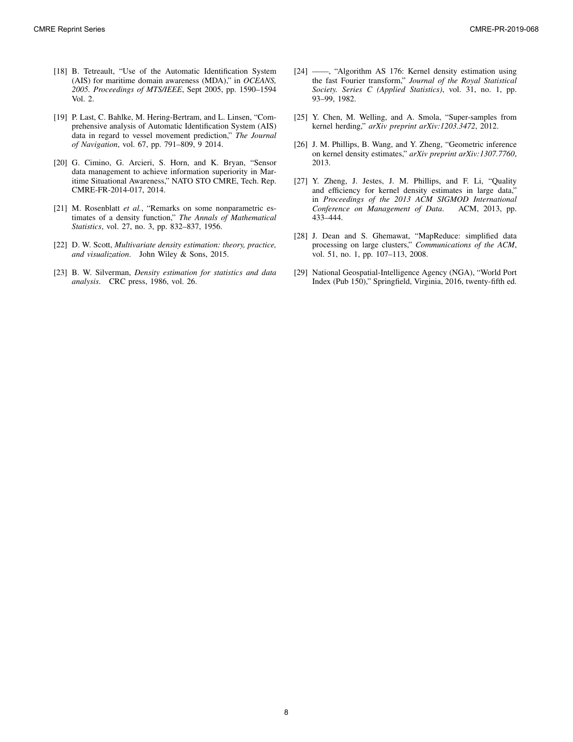[18] B. Tetreault, "Use of the Automatic Identification System (AIS) for maritime domain awareness (MDA)," in *OCEANS, 2005. Proceedings of MTS/IEEE*, Sept 2005, pp. 1590–1594 Vol. 2.

[19] P. Last, C. Bahlke, M. Hering-Bertram, and L. Linsen, "Comprehensive analysis of Automatic Identification System (AIS) data in regard to vessel movement prediction," *The Journal of Navigation*, vol. 67, pp. 791–809, 9 2014.

[20] G. Cimino, G. Arcieri, S. Horn, and K. Bryan, "Sensor data management to achieve information superiority in Maritime Situational Awareness," NATO STO CMRE, Tech. Rep. CMRE-FR-2014-017, 2014.

[21] M. Rosenblatt *et al.*, "Remarks on some nonparametric estimates of a density function," *The Annals of Mathematical Statistics*, vol. 27, no. 3, pp. 832–837, 1956.

[22] D. W. Scott, *Multivariate density estimation: theory, practice, and visualization*. John Wiley & Sons, 2015.

[23] B. W. Silverman, *Density estimation for statistics and data analysis*. CRC press, 1986, vol. 26.

[24] ——, "Algorithm AS 176: Kernel density estimation using the fast Fourier transform," *Journal of the Royal Statistical Society. Series C (Applied Statistics)*, vol. 31, no. 1, pp. 93–99, 1982.

[25] Y. Chen, M. Welling, and A. Smola, "Super-samples from kernel herding," *arXiv preprint arXiv:1203.3472*, 2012.

[26] J. M. Phillips, B. Wang, and Y. Zheng, "Geometric inference on kernel density estimates," *arXiv preprint arXiv:1307.7760*, 2013.

[27] Y. Zheng, J. Jestes, J. M. Phillips, and F. Li, "Quality and efficiency for kernel density estimates in large data," in *Proceedings of the 2013 ACM SIGMOD International Conference on Management of Data*. ACM, 2013, pp. 433–444.

[28] J. Dean and S. Ghemawat, "MapReduce: simplified data processing on large clusters," *Communications of the ACM*, vol. 51, no. 1, pp. 107–113, 2008.

[29] National Geospatial-Intelligence Agency (NGA), "World Port Index (Pub 150)," Springfield, Virginia, 2016, twenty-fifth ed.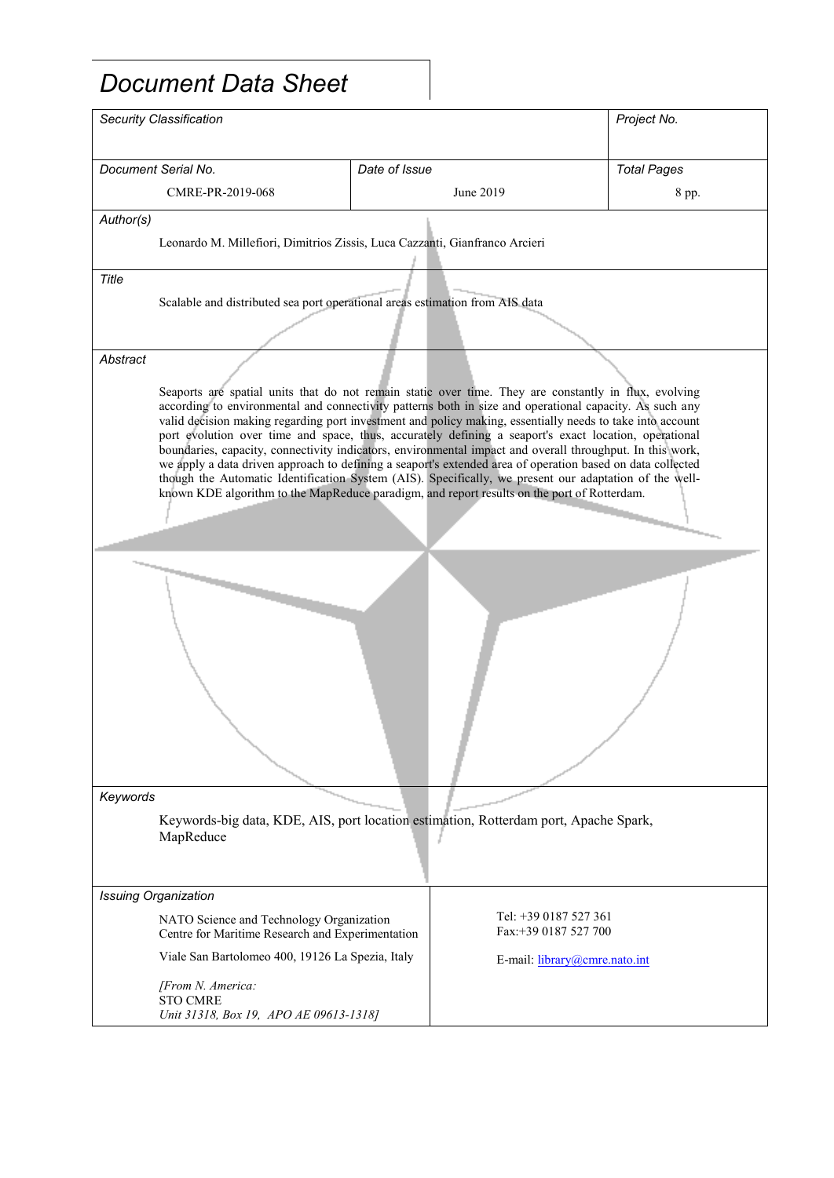# Document Data Sheet

| Security Classification | | Project No. |
|---|---|---|
| | | |
| **Document Serial No.** | **Date of Issue** | **Total Pages** |
| CMRE-PR-2019-068 | June 2019 | 8 pp. |

*Author(s)*

Leonardo M. Millefiori, Dimitrios Zissis, Luca Cazzanti, Gianfranco Arcieri

*Title*

Scalable and distributed sea port operational areas estimation from AIS data

*Abstract*

Seaports are spatial units that do not remain static over time. They are constantly in flux, evolving according to environmental and connectivity patterns both in size and operational capacity. As such any valid decision making regarding port investment and policy making, essentially needs to take into account port evolution over time and space, thus, accurately defining a seaport's exact location, operational boundaries, capacity, connectivity indicators, environmental impact and overall throughput. In this work, we apply a data driven approach to defining a seaport's extended area of operation based on data collected though the Automatic Identification System (AIS). Specifically, we present our adaptation of the well-known KDE algorithm to the MapReduce paradigm, and report results on the port of Rotterdam.

*Keywords*

Keywords-big data, KDE, AIS, port location estimation, Rotterdam port, Apache Spark, MapReduce

*Issuing Organization*

NATO Science and Technology Organization
Centre for Maritime Research and Experimentation

Viale San Bartolomeo 400, 19126 La Spezia, Italy

*[From N. America:*
STO CMRE
*Unit 31318, Box 19, APO AE 09613-1318]*

Tel: +39 0187 527 361
Fax:+39 0187 527 700

E-mail: library@cmre.nato.int